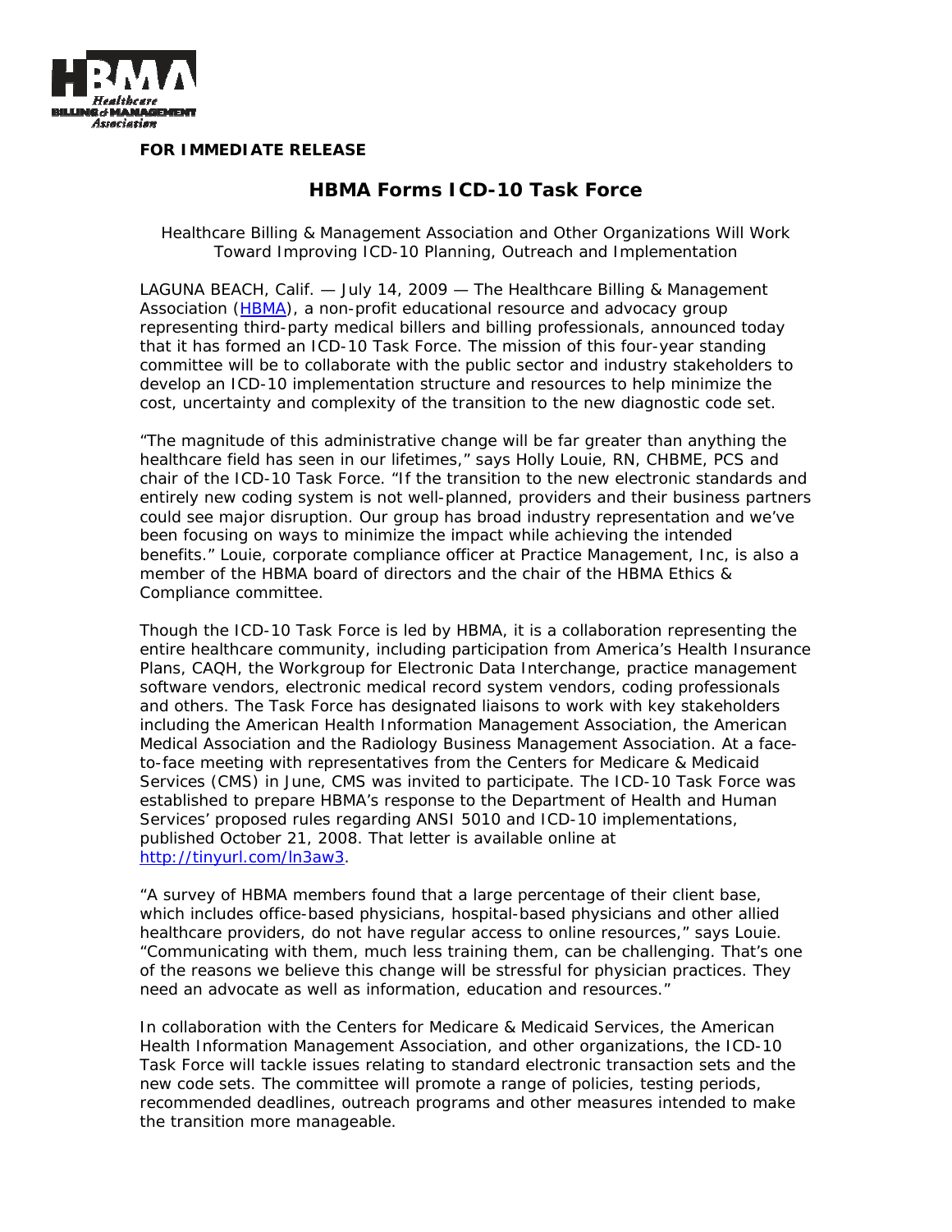**FOR IMMEDIATE RELEASE**

# HBMA Forms ICD-10 Task Force

Healthcare Billing & Management Association and Other Organizations Will Work Toward Improving ICD-10 Planning, Outreach and Implementation

LAGUNA BEACH, Calif. — July 14, 2009 — The Healthcare Billing & Management Association (HBMA), a non-profit educational resource and advocacy group representing third-party medical billers and billing professionals, announced today that it has formed an ICD-10 Task Force. The mission of this four-year standing committee will be to collaborate with the public sector and industry stakeholders to develop an ICD-10 implementation structure and resources to help minimize the cost, uncertainty and complexity of the transition to the new diagnostic code set.

"The magnitude of this administrative change will be far greater than anything the healthcare field has seen in our lifetimes," says Holly Louie, RN, CHBME, PCS and chair of the ICD-10 Task Force. "If the transition to the new electronic standards and entirely new coding system is not well-planned, providers and their business partners could see major disruption. Our group has broad industry representation and we've been focusing on ways to minimize the impact while achieving the intended benefits." Louie, corporate compliance officer at Practice Management, Inc, is also a member of the HBMA board of directors and the chair of the HBMA Ethics & Compliance committee.

Though the ICD-10 Task Force is led by HBMA, it is a collaboration representing the entire healthcare community, including participation from America's Health Insurance Plans, CAQH, the Workgroup for Electronic Data Interchange, practice management software vendors, electronic medical record system vendors, coding professionals and others. The Task Force has designated liaisons to work with key stakeholders including the American Health Information Management Association, the American Medical Association and the Radiology Business Management Association. At a face-to-face meeting with representatives from the Centers for Medicare & Medicaid Services (CMS) in June, CMS was invited to participate. The ICD-10 Task Force was established to prepare HBMA's response to the Department of Health and Human Services' proposed rules regarding ANSI 5010 and ICD-10 implementations, published October 21, 2008. That letter is available online at http://tinyurl.com/ln3aw3.

"A survey of HBMA members found that a large percentage of their client base, which includes office-based physicians, hospital-based physicians and other allied healthcare providers, do not have regular access to online resources," says Louie. "Communicating with them, much less training them, can be challenging. That's one of the reasons we believe this change will be stressful for physician practices. They need an advocate as well as information, education and resources."

In collaboration with the Centers for Medicare & Medicaid Services, the American Health Information Management Association, and other organizations, the ICD-10 Task Force will tackle issues relating to standard electronic transaction sets and the new code sets. The committee will promote a range of policies, testing periods, recommended deadlines, outreach programs and other measures intended to make the transition more manageable.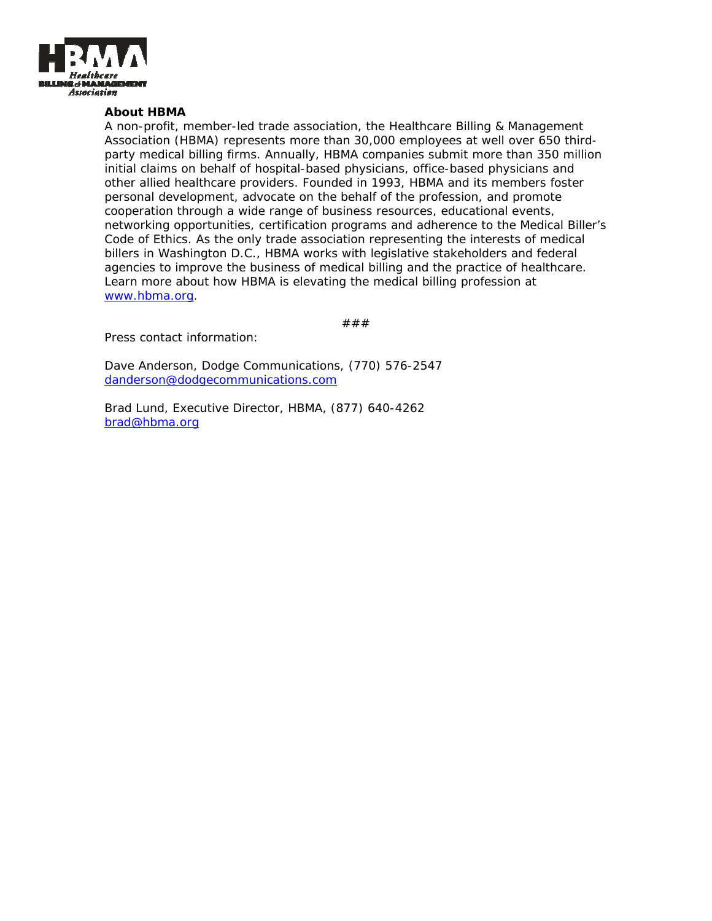**About HBMA**

A non-profit, member-led trade association, the Healthcare Billing & Management Association (HBMA) represents more than 30,000 employees at well over 650 third-party medical billing firms. Annually, HBMA companies submit more than 350 million initial claims on behalf of hospital-based physicians, office-based physicians and other allied healthcare providers. Founded in 1993, HBMA and its members foster personal development, advocate on the behalf of the profession, and promote cooperation through a wide range of business resources, educational events, networking opportunities, certification programs and adherence to the Medical Biller's Code of Ethics. As the only trade association representing the interests of medical billers in Washington D.C., HBMA works with legislative stakeholders and federal agencies to improve the business of medical billing and the practice of healthcare. Learn more about how HBMA is elevating the medical billing profession at www.hbma.org.

###

Press contact information:

Dave Anderson, Dodge Communications, (770) 576-2547
danderson@dodgecommunications.com

Brad Lund, Executive Director, HBMA, (877) 640-4262
brad@hbma.org